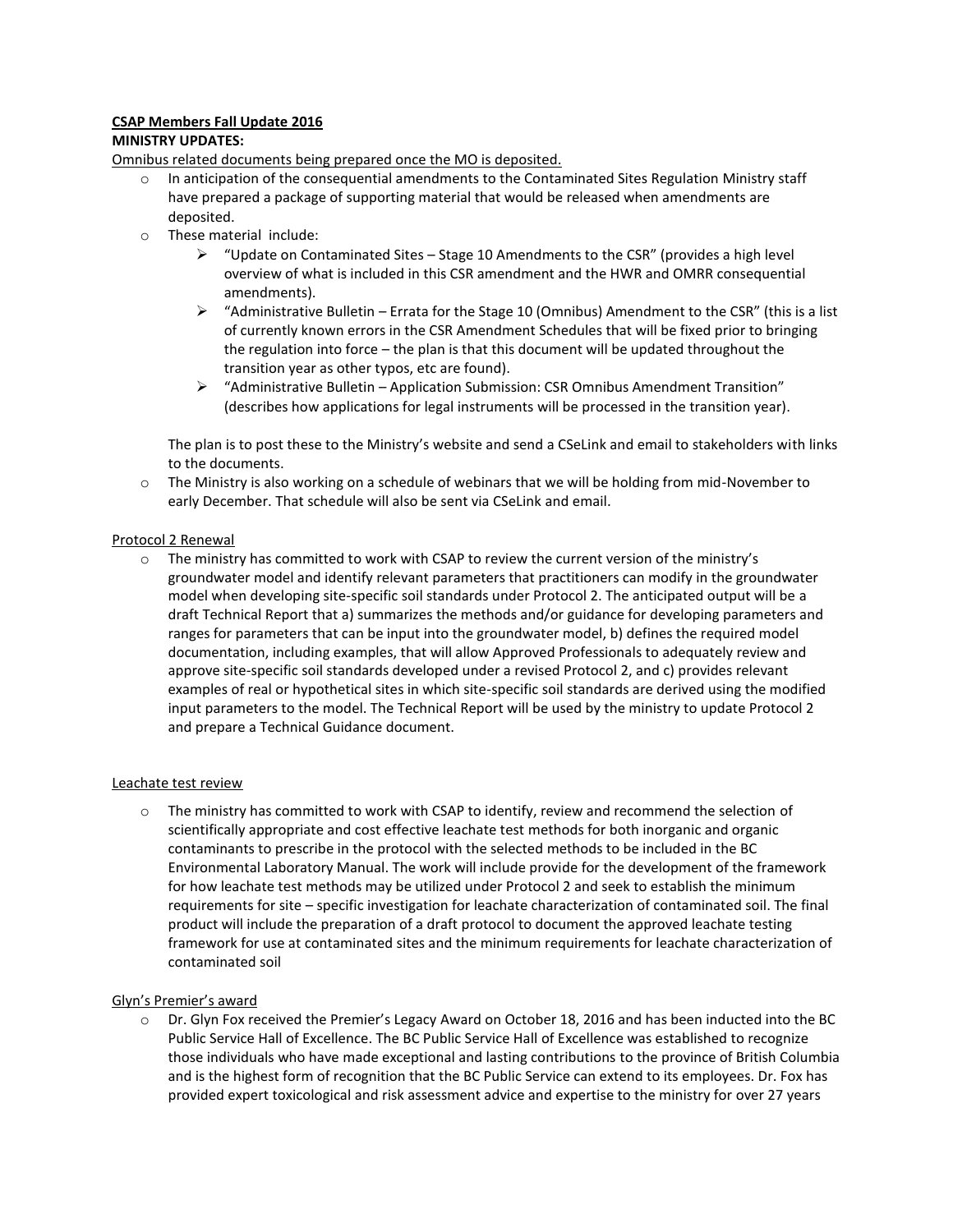**CSAP Members Fall Update 2016**

**MINISTRY UPDATES:**

Omnibus related documents being prepared once the MO is deposited.

- In anticipation of the consequential amendments to the Contaminated Sites Regulation Ministry staff have prepared a package of supporting material that would be released when amendments are deposited.
- These material include:
  - "Update on Contaminated Sites – Stage 10 Amendments to the CSR" (provides a high level overview of what is included in this CSR amendment and the HWR and OMRR consequential amendments).
  - "Administrative Bulletin – Errata for the Stage 10 (Omnibus) Amendment to the CSR" (this is a list of currently known errors in the CSR Amendment Schedules that will be fixed prior to bringing the regulation into force – the plan is that this document will be updated throughout the transition year as other typos, etc are found).
  - "Administrative Bulletin – Application Submission: CSR Omnibus Amendment Transition" (describes how applications for legal instruments will be processed in the transition year).

  The plan is to post these to the Ministry's website and send a CSeLink and email to stakeholders with links to the documents.
- The Ministry is also working on a schedule of webinars that we will be holding from mid-November to early December. That schedule will also be sent via CSeLink and email.

Protocol 2 Renewal

- The ministry has committed to work with CSAP to review the current version of the ministry's groundwater model and identify relevant parameters that practitioners can modify in the groundwater model when developing site-specific soil standards under Protocol 2. The anticipated output will be a draft Technical Report that a) summarizes the methods and/or guidance for developing parameters and ranges for parameters that can be input into the groundwater model, b) defines the required model documentation, including examples, that will allow Approved Professionals to adequately review and approve site-specific soil standards developed under a revised Protocol 2, and c) provides relevant examples of real or hypothetical sites in which site-specific soil standards are derived using the modified input parameters to the model. The Technical Report will be used by the ministry to update Protocol 2 and prepare a Technical Guidance document.

Leachate test review

- The ministry has committed to work with CSAP to identify, review and recommend the selection of scientifically appropriate and cost effective leachate test methods for both inorganic and organic contaminants to prescribe in the protocol with the selected methods to be included in the BC Environmental Laboratory Manual. The work will include provide for the development of the framework for how leachate test methods may be utilized under Protocol 2 and seek to establish the minimum requirements for site – specific investigation for leachate characterization of contaminated soil. The final product will include the preparation of a draft protocol to document the approved leachate testing framework for use at contaminated sites and the minimum requirements for leachate characterization of contaminated soil

Glyn's Premier's award

- Dr. Glyn Fox received the Premier's Legacy Award on October 18, 2016 and has been inducted into the BC Public Service Hall of Excellence. The BC Public Service Hall of Excellence was established to recognize those individuals who have made exceptional and lasting contributions to the province of British Columbia and is the highest form of recognition that the BC Public Service can extend to its employees. Dr. Fox has provided expert toxicological and risk assessment advice and expertise to the ministry for over 27 years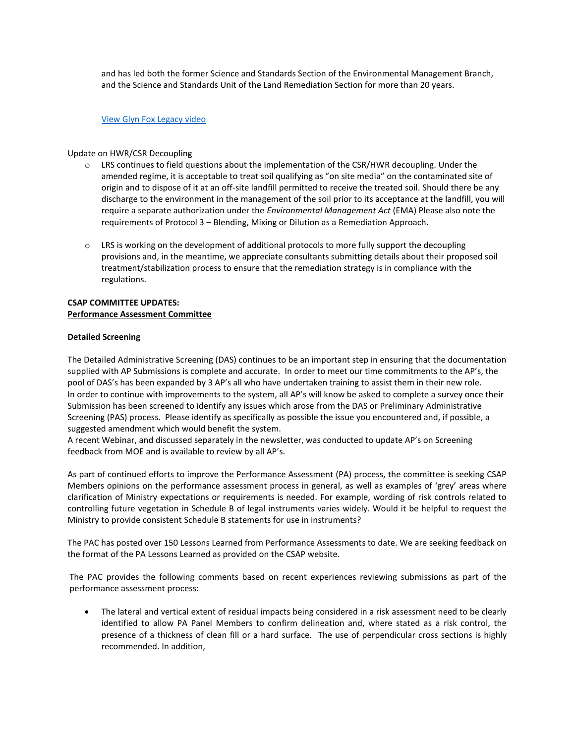and has led both the former Science and Standards Section of the Environmental Management Branch, and the Science and Standards Unit of the Land Remediation Section for more than 20 years.

[View Glyn Fox Legacy video]

Update on HWR/CSR Decoupling

- LRS continues to field questions about the implementation of the CSR/HWR decoupling. Under the amended regime, it is acceptable to treat soil qualifying as "on site media" on the contaminated site of origin and to dispose of it at an off-site landfill permitted to receive the treated soil. Should there be any discharge to the environment in the management of the soil prior to its acceptance at the landfill, you will require a separate authorization under the *Environmental Management Act* (EMA) Please also note the requirements of Protocol 3 – Blending, Mixing or Dilution as a Remediation Approach.

- LRS is working on the development of additional protocols to more fully support the decoupling provisions and, in the meantime, we appreciate consultants submitting details about their proposed soil treatment/stabilization process to ensure that the remediation strategy is in compliance with the regulations.

**CSAP COMMITTEE UPDATES:**
**Performance Assessment Committee**

**Detailed Screening**

The Detailed Administrative Screening (DAS) continues to be an important step in ensuring that the documentation supplied with AP Submissions is complete and accurate. In order to meet our time commitments to the AP's, the pool of DAS's has been expanded by 3 AP's all who have undertaken training to assist them in their new role.
In order to continue with improvements to the system, all AP's will know be asked to complete a survey once their Submission has been screened to identify any issues which arose from the DAS or Preliminary Administrative Screening (PAS) process. Please identify as specifically as possible the issue you encountered and, if possible, a suggested amendment which would benefit the system.
A recent Webinar, and discussed separately in the newsletter, was conducted to update AP's on Screening feedback from MOE and is available to review by all AP's.

As part of continued efforts to improve the Performance Assessment (PA) process, the committee is seeking CSAP Members opinions on the performance assessment process in general, as well as examples of 'grey' areas where clarification of Ministry expectations or requirements is needed. For example, wording of risk controls related to controlling future vegetation in Schedule B of legal instruments varies widely. Would it be helpful to request the Ministry to provide consistent Schedule B statements for use in instruments?

The PAC has posted over 150 Lessons Learned from Performance Assessments to date. We are seeking feedback on the format of the PA Lessons Learned as provided on the CSAP website.

The PAC provides the following comments based on recent experiences reviewing submissions as part of the performance assessment process:

- The lateral and vertical extent of residual impacts being considered in a risk assessment need to be clearly identified to allow PA Panel Members to confirm delineation and, where stated as a risk control, the presence of a thickness of clean fill or a hard surface. The use of perpendicular cross sections is highly recommended. In addition,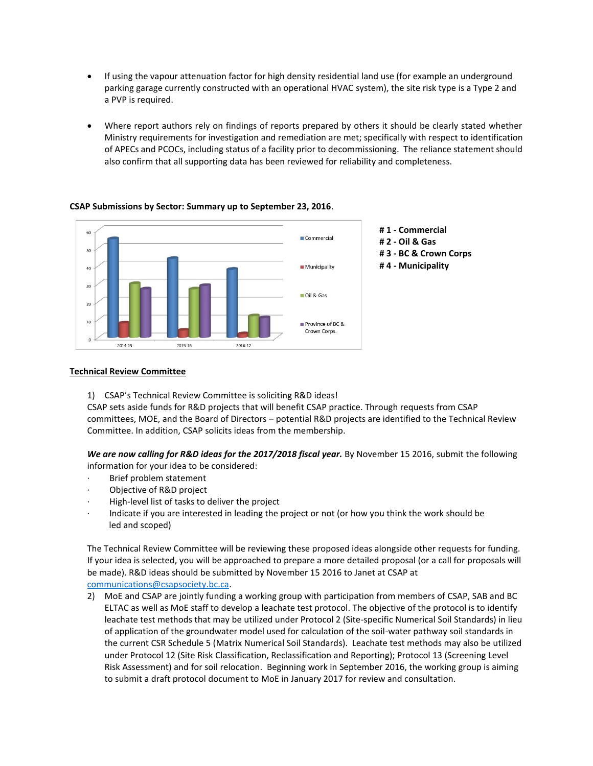- If using the vapour attenuation factor for high density residential land use (for example an underground parking garage currently constructed with an operational HVAC system), the site risk type is a Type 2 and a PVP is required.

- Where report authors rely on findings of reports prepared by others it should be clearly stated whether Ministry requirements for investigation and remediation are met; specifically with respect to identification of APECs and PCOCs, including status of a facility prior to decommissioning. The reliance statement should also confirm that all supporting data has been reviewed for reliability and completeness.

**CSAP Submissions by Sector: Summary up to September 23, 2016**.

**# 1 - Commercial**
**# 2 - Oil & Gas**
**# 3 - BC & Crown Corps**
**# 4 - Municipality**

## Technical Review Committee

1) CSAP's Technical Review Committee is soliciting R&D ideas!

CSAP sets aside funds for R&D projects that will benefit CSAP practice. Through requests from CSAP committees, MOE, and the Board of Directors – potential R&D projects are identified to the Technical Review Committee. In addition, CSAP solicits ideas from the membership.

***We are now calling for R&D ideas for the 2017/2018 fiscal year.*** By November 15 2016, submit the following information for your idea to be considered:

- Brief problem statement
- Objective of R&D project
- High-level list of tasks to deliver the project
- Indicate if you are interested in leading the project or not (or how you think the work should be led and scoped)

The Technical Review Committee will be reviewing these proposed ideas alongside other requests for funding. If your idea is selected, you will be approached to prepare a more detailed proposal (or a call for proposals will be made). R&D ideas should be submitted by November 15 2016 to Janet at CSAP at communications@csapsociety.bc.ca.

2) MoE and CSAP are jointly funding a working group with participation from members of CSAP, SAB and BC ELTAC as well as MoE staff to develop a leachate test protocol. The objective of the protocol is to identify leachate test methods that may be utilized under Protocol 2 (Site-specific Numerical Soil Standards) in lieu of application of the groundwater model used for calculation of the soil-water pathway soil standards in the current CSR Schedule 5 (Matrix Numerical Soil Standards). Leachate test methods may also be utilized under Protocol 12 (Site Risk Classification, Reclassification and Reporting); Protocol 13 (Screening Level Risk Assessment) and for soil relocation. Beginning work in September 2016, the working group is aiming to submit a draft protocol document to MoE in January 2017 for review and consultation.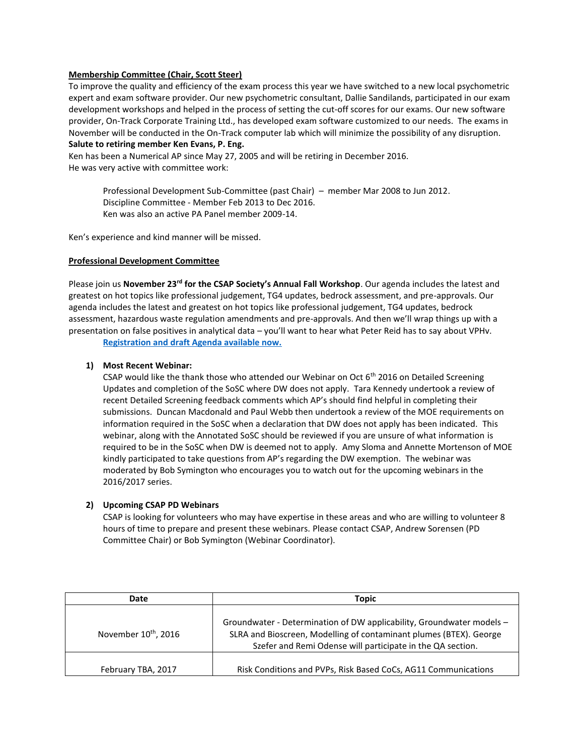**Membership Committee (Chair, Scott Steer)**

To improve the quality and efficiency of the exam process this year we have switched to a new local psychometric expert and exam software provider. Our new psychometric consultant, Dallie Sandilands, participated in our exam development workshops and helped in the process of setting the cut-off scores for our exams. Our new software provider, On-Track Corporate Training Ltd., has developed exam software customized to our needs. The exams in November will be conducted in the On-Track computer lab which will minimize the possibility of any disruption.

**Salute to retiring member Ken Evans, P. Eng.**

Ken has been a Numerical AP since May 27, 2005 and will be retiring in December 2016.
He was very active with committee work:

> Professional Development Sub-Committee (past Chair) – member Mar 2008 to Jun 2012.
> Discipline Committee - Member Feb 2013 to Dec 2016.
> Ken was also an active PA Panel member 2009-14.

Ken's experience and kind manner will be missed.

**Professional Development Committee**

Please join us **November 23rd for the CSAP Society's Annual Fall Workshop**. Our agenda includes the latest and greatest on hot topics like professional judgement, TG4 updates, bedrock assessment, and pre-approvals. Our agenda includes the latest and greatest on hot topics like professional judgement, TG4 updates, bedrock assessment, hazardous waste regulation amendments and pre-approvals. And then we'll wrap things up with a presentation on false positives in analytical data – you'll want to hear what Peter Reid has to say about VPHv.

[Registration and draft Agenda available now.](#)

1) **Most Recent Webinar:**
   CSAP would like the thank those who attended our Webinar on Oct 6th 2016 on Detailed Screening Updates and completion of the SoSC where DW does not apply. Tara Kennedy undertook a review of recent Detailed Screening feedback comments which AP's should find helpful in completing their submissions. Duncan Macdonald and Paul Webb then undertook a review of the MOE requirements on information required in the SoSC when a declaration that DW does not apply has been indicated. This webinar, along with the Annotated SoSC should be reviewed if you are unsure of what information is required to be in the SoSC when DW is deemed not to apply. Amy Sloma and Annette Mortenson of MOE kindly participated to take questions from AP's regarding the DW exemption. The webinar was moderated by Bob Symington who encourages you to watch out for the upcoming webinars in the 2016/2017 series.

2) **Upcoming CSAP PD Webinars**
   CSAP is looking for volunteers who may have expertise in these areas and who are willing to volunteer 8 hours of time to prepare and present these webinars. Please contact CSAP, Andrew Sorensen (PD Committee Chair) or Bob Symington (Webinar Coordinator).

| Date | Topic |
|---|---|
| November 10th, 2016 | Groundwater - Determination of DW applicability, Groundwater models – SLRA and Bioscreen, Modelling of contaminant plumes (BTEX). George Szefer and Remi Odense will participate in the QA section. |
| February TBA, 2017 | Risk Conditions and PVPs, Risk Based CoCs, AG11 Communications |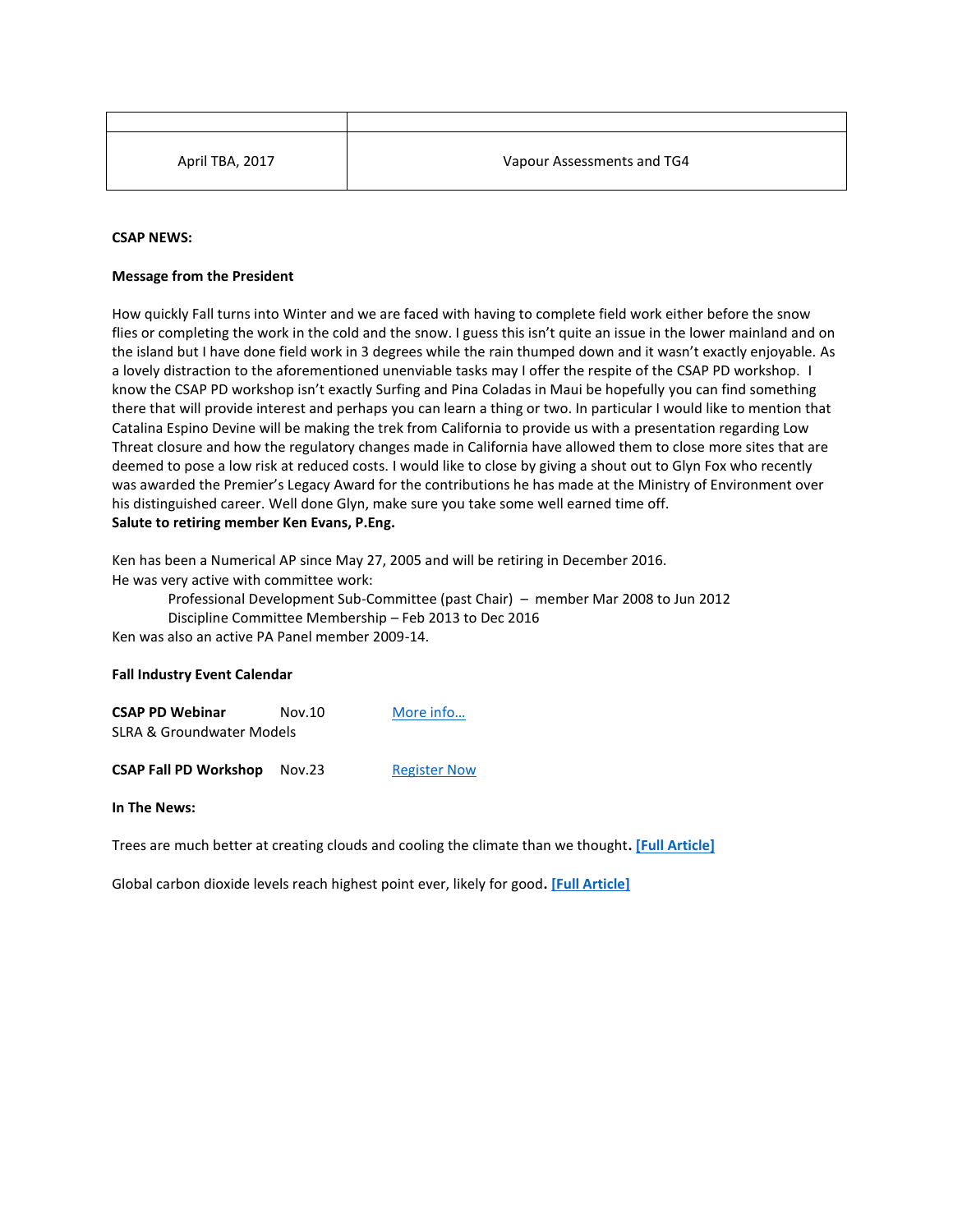| | |
|---|---|
| April TBA, 2017 | Vapour Assessments and TG4 |

**CSAP NEWS:**

**Message from the President**

How quickly Fall turns into Winter and we are faced with having to complete field work either before the snow flies or completing the work in the cold and the snow. I guess this isn't quite an issue in the lower mainland and on the island but I have done field work in 3 degrees while the rain thumped down and it wasn't exactly enjoyable. As a lovely distraction to the aforementioned unenviable tasks may I offer the respite of the CSAP PD workshop. I know the CSAP PD workshop isn't exactly Surfing and Pina Coladas in Maui be hopefully you can find something there that will provide interest and perhaps you can learn a thing or two. In particular I would like to mention that Catalina Espino Devine will be making the trek from California to provide us with a presentation regarding Low Threat closure and how the regulatory changes made in California have allowed them to close more sites that are deemed to pose a low risk at reduced costs. I would like to close by giving a shout out to Glyn Fox who recently was awarded the Premier's Legacy Award for the contributions he has made at the Ministry of Environment over his distinguished career. Well done Glyn, make sure you take some well earned time off.

**Salute to retiring member Ken Evans, P.Eng.**

Ken has been a Numerical AP since May 27, 2005 and will be retiring in December 2016.
He was very active with committee work:

- Professional Development Sub-Committee (past Chair) – member Mar 2008 to Jun 2012
- Discipline Committee Membership – Feb 2013 to Dec 2016

Ken was also an active PA Panel member 2009-14.

**Fall Industry Event Calendar**

**CSAP PD Webinar** Nov.10 More info…
SLRA & Groundwater Models

**CSAP Fall PD Workshop** Nov.23 Register Now

**In The News:**

Trees are much better at creating clouds and cooling the climate than we thought. **[Full Article]**

Global carbon dioxide levels reach highest point ever, likely for good. **[Full Article]**